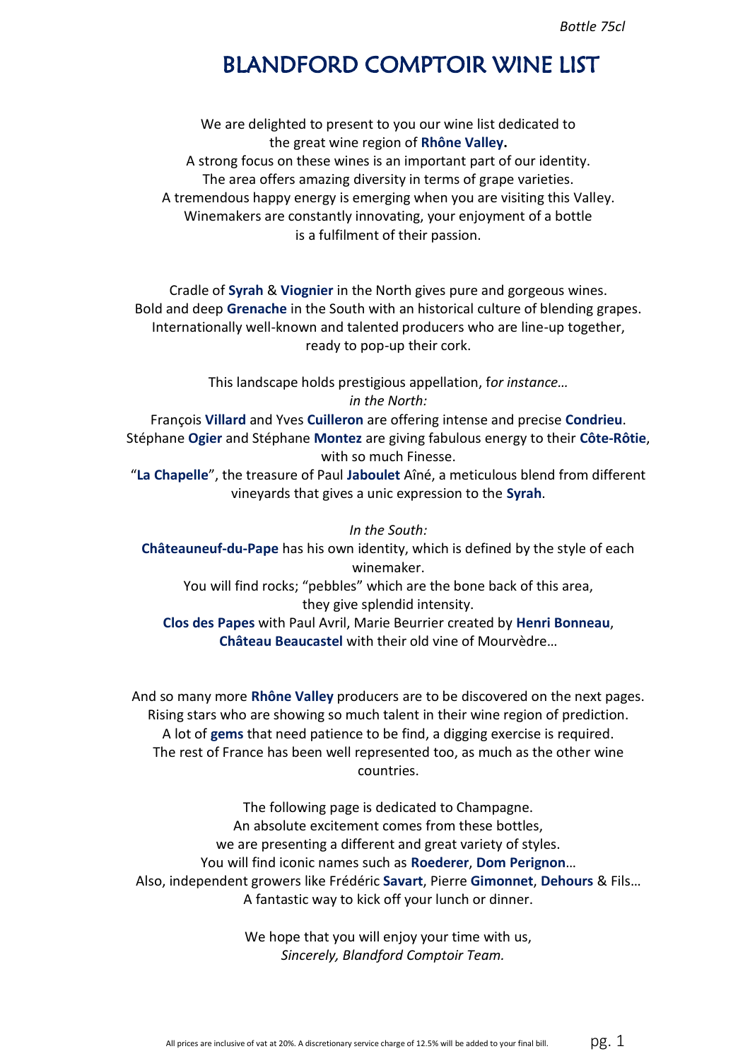*Bottle 75cl*

# BLANDFORD COMPTOIR WINE LIST

We are delighted to present to you our wine list dedicated to
the great wine region of **Rhône Valley.**
A strong focus on these wines is an important part of our identity.
The area offers amazing diversity in terms of grape varieties.
A tremendous happy energy is emerging when you are visiting this Valley.
Winemakers are constantly innovating, your enjoyment of a bottle
is a fulfilment of their passion.

Cradle of **Syrah** & **Viognier** in the North gives pure and gorgeous wines.
Bold and deep **Grenache** in the South with an historical culture of blending grapes.
Internationally well-known and talented producers who are line-up together,
ready to pop-up their cork.

This landscape holds prestigious appellation, f*or instance…*
*in the North:*
François **Villard** and Yves **Cuilleron** are offering intense and precise **Condrieu**.
Stéphane **Ogier** and Stéphane **Montez** are giving fabulous energy to their **Côte-Rôtie**,
with so much Finesse.
"**La Chapelle**", the treasure of Paul **Jaboulet** Aîné, a meticulous blend from different
vineyards that gives a unic expression to the **Syrah**.

*In the South:*
**Châteauneuf-du-Pape** has his own identity, which is defined by the style of each
winemaker.
You will find rocks; "pebbles" which are the bone back of this area,
they give splendid intensity.
**Clos des Papes** with Paul Avril, Marie Beurrier created by **Henri Bonneau**,
**Château Beaucastel** with their old vine of Mourvèdre…

And so many more **Rhône Valley** producers are to be discovered on the next pages.
Rising stars who are showing so much talent in their wine region of prediction.
A lot of **gems** that need patience to be find, a digging exercise is required.
The rest of France has been well represented too, as much as the other wine
countries.

The following page is dedicated to Champagne.
An absolute excitement comes from these bottles,
we are presenting a different and great variety of styles.
You will find iconic names such as **Roederer**, **Dom Perignon**…
Also, independent growers like Frédéric **Savart**, Pierre **Gimonnet**, **Dehours** & Fils…
A fantastic way to kick off your lunch or dinner.

We hope that you will enjoy your time with us,
*Sincerely, Blandford Comptoir Team.*

All prices are inclusive of vat at 20%. A discretionary service charge of 12.5% will be added to your final bill.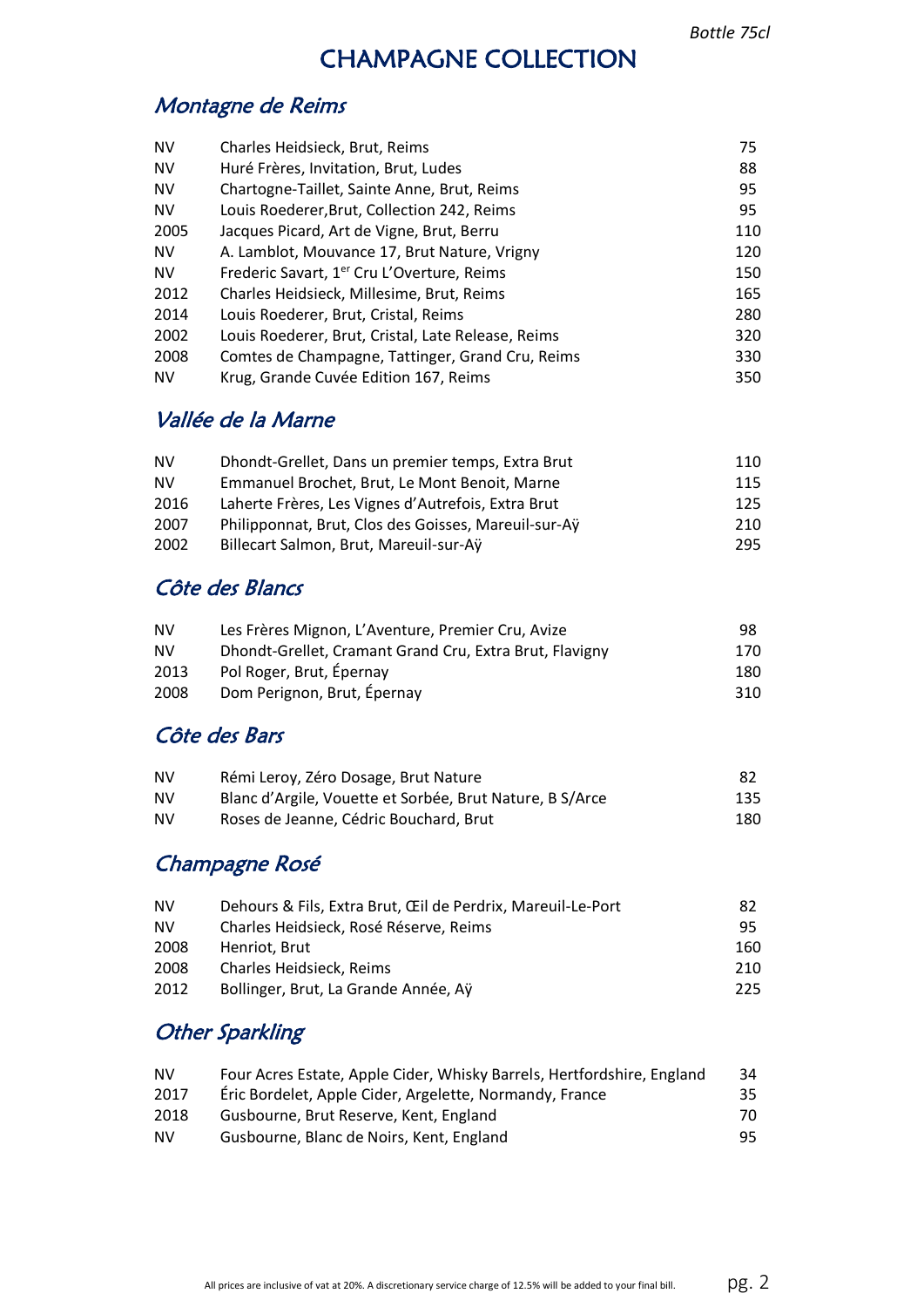*Bottle 75cl*

# CHAMPAGNE COLLECTION

## *Montagne de Reims*

| | | |
|---|---|---|
| NV | Charles Heidsieck, Brut, Reims | 75 |
| NV | Huré Frères, Invitation, Brut, Ludes | 88 |
| NV | Chartogne-Taillet, Sainte Anne, Brut, Reims | 95 |
| NV | Louis Roederer,Brut, Collection 242, Reims | 95 |
| 2005 | Jacques Picard, Art de Vigne, Brut, Berru | 110 |
| NV | A. Lamblot, Mouvance 17, Brut Nature, Vrigny | 120 |
| NV | Frederic Savart, 1er Cru L'Overture, Reims | 150 |
| 2012 | Charles Heidsieck, Millesime, Brut, Reims | 165 |
| 2014 | Louis Roederer, Brut, Cristal, Reims | 280 |
| 2002 | Louis Roederer, Brut, Cristal, Late Release, Reims | 320 |
| 2008 | Comtes de Champagne, Tattinger, Grand Cru, Reims | 330 |
| NV | Krug, Grande Cuvée Edition 167, Reims | 350 |

## *Vallée de la Marne*

| | | |
|---|---|---|
| NV | Dhondt-Grellet, Dans un premier temps, Extra Brut | 110 |
| NV | Emmanuel Brochet, Brut, Le Mont Benoit, Marne | 115 |
| 2016 | Laherte Frères, Les Vignes d'Autrefois, Extra Brut | 125 |
| 2007 | Philipponnat, Brut, Clos des Goisses, Mareuil-sur-Aÿ | 210 |
| 2002 | Billecart Salmon, Brut, Mareuil-sur-Aÿ | 295 |

## *Côte des Blancs*

| | | |
|---|---|---|
| NV | Les Frères Mignon, L'Aventure, Premier Cru, Avize | 98 |
| NV | Dhondt-Grellet, Cramant Grand Cru, Extra Brut, Flavigny | 170 |
| 2013 | Pol Roger, Brut, Épernay | 180 |
| 2008 | Dom Perignon, Brut, Épernay | 310 |

## *Côte des Bars*

| | | |
|---|---|---|
| NV | Rémi Leroy, Zéro Dosage, Brut Nature | 82 |
| NV | Blanc d'Argile, Vouette et Sorbée, Brut Nature, B S/Arce | 135 |
| NV | Roses de Jeanne, Cédric Bouchard, Brut | 180 |

## *Champagne Rosé*

| | | |
|---|---|---|
| NV | Dehours & Fils, Extra Brut, Œil de Perdrix, Mareuil-Le-Port | 82 |
| NV | Charles Heidsieck, Rosé Réserve, Reims | 95 |
| 2008 | Henriot, Brut | 160 |
| 2008 | Charles Heidsieck, Reims | 210 |
| 2012 | Bollinger, Brut, La Grande Année, Aÿ | 225 |

## *Other Sparkling*

| | | |
|---|---|---|
| NV | Four Acres Estate, Apple Cider, Whisky Barrels, Hertfordshire, England | 34 |
| 2017 | Éric Bordelet, Apple Cider, Argelette, Normandy, France | 35 |
| 2018 | Gusbourne, Brut Reserve, Kent, England | 70 |
| NV | Gusbourne, Blanc de Noirs, Kent, England | 95 |

All prices are inclusive of vat at 20%. A discretionary service charge of 12.5% will be added to your final bill.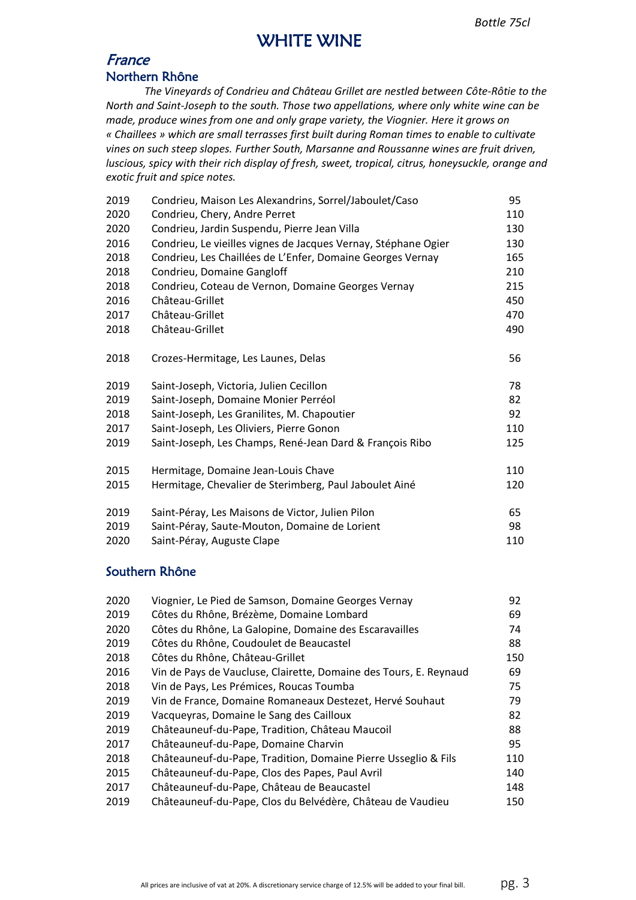Bottle 75cl

# WHITE WINE

## *France*

### Northern Rhône

*The Vineyards of Condrieu and Château Grillet are nestled between Côte-Rôtie to the North and Saint-Joseph to the south. Those two appellations, where only white wine can be made, produce wines from one and only grape variety, the Viognier. Here it grows on « Chaillees » which are small terrasses first built during Roman times to enable to cultivate vines on such steep slopes. Further South, Marsanne and Roussanne wines are fruit driven, luscious, spicy with their rich display of fresh, sweet, tropical, citrus, honeysuckle, orange and exotic fruit and spice notes.*

| | | |
|---|---|---|
| 2019 | Condrieu, Maison Les Alexandrins, Sorrel/Jaboulet/Caso | 95 |
| 2020 | Condrieu, Chery, Andre Perret | 110 |
| 2020 | Condrieu, Jardin Suspendu, Pierre Jean Villa | 130 |
| 2016 | Condrieu, Le vieilles vignes de Jacques Vernay, Stéphane Ogier | 130 |
| 2018 | Condrieu, Les Chaillées de L'Enfer, Domaine Georges Vernay | 165 |
| 2018 | Condrieu, Domaine Gangloff | 210 |
| 2018 | Condrieu, Coteau de Vernon, Domaine Georges Vernay | 215 |
| 2016 | Château-Grillet | 450 |
| 2017 | Château-Grillet | 470 |
| 2018 | Château-Grillet | 490 |
| | | |
| 2018 | Crozes-Hermitage, Les Launes, Delas | 56 |
| | | |
| 2019 | Saint-Joseph, Victoria, Julien Cecillon | 78 |
| 2019 | Saint-Joseph, Domaine Monier Perréol | 82 |
| 2018 | Saint-Joseph, Les Granilites, M. Chapoutier | 92 |
| 2017 | Saint-Joseph, Les Oliviers, Pierre Gonon | 110 |
| 2019 | Saint-Joseph, Les Champs, René-Jean Dard & François Ribo | 125 |
| | | |
| 2015 | Hermitage, Domaine Jean-Louis Chave | 110 |
| 2015 | Hermitage, Chevalier de Sterimberg, Paul Jaboulet Ainé | 120 |
| | | |
| 2019 | Saint-Péray, Les Maisons de Victor, Julien Pilon | 65 |
| 2019 | Saint-Péray, Saute-Mouton, Domaine de Lorient | 98 |
| 2020 | Saint-Péray, Auguste Clape | 110 |

### Southern Rhône

| | | |
|---|---|---|
| 2020 | Viognier, Le Pied de Samson, Domaine Georges Vernay | 92 |
| 2019 | Côtes du Rhône, Brézème, Domaine Lombard | 69 |
| 2020 | Côtes du Rhône, La Galopine, Domaine des Escaravailles | 74 |
| 2019 | Côtes du Rhône, Coudoulet de Beaucastel | 88 |
| 2018 | Côtes du Rhône, Château-Grillet | 150 |
| 2016 | Vin de Pays de Vaucluse, Clairette, Domaine des Tours, E. Reynaud | 69 |
| 2018 | Vin de Pays, Les Prémices, Roucas Toumba | 75 |
| 2019 | Vin de France, Domaine Romaneaux Destezet, Hervé Souhaut | 79 |
| 2019 | Vacqueyras, Domaine le Sang des Cailloux | 82 |
| 2019 | Châteauneuf-du-Pape, Tradition, Château Maucoil | 88 |
| 2017 | Châteauneuf-du-Pape, Domaine Charvin | 95 |
| 2018 | Châteauneuf-du-Pape, Tradition, Domaine Pierre Usseglio & Fils | 110 |
| 2015 | Châteauneuf-du-Pape, Clos des Papes, Paul Avril | 140 |
| 2017 | Châteauneuf-du-Pape, Château de Beaucastel | 148 |
| 2019 | Châteauneuf-du-Pape, Clos du Belvédère, Château de Vaudieu | 150 |

All prices are inclusive of vat at 20%. A discretionary service charge of 12.5% will be added to your final bill.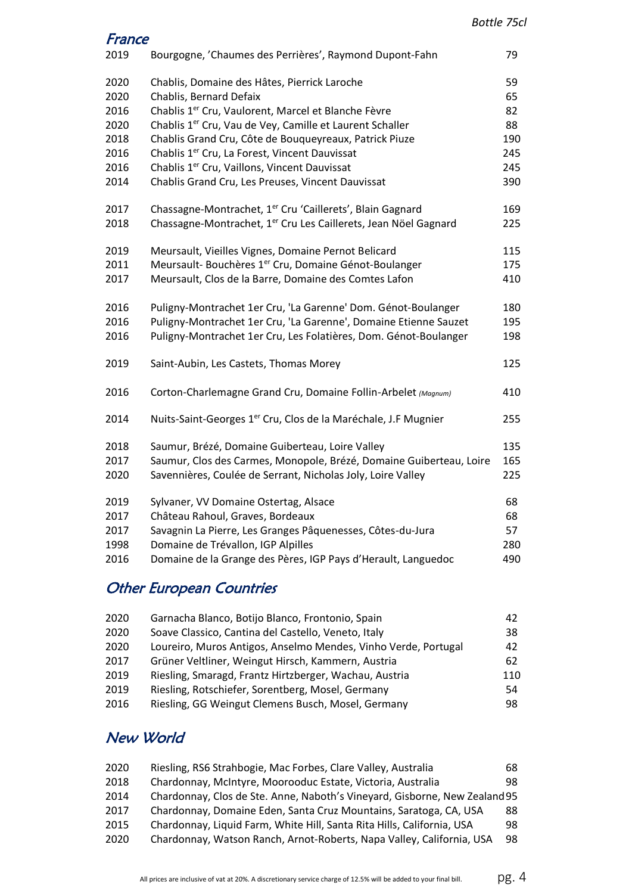*Bottle 75cl*

## France

| Year | Wine | Price |
|---|---|---|
| 2019 | Bourgogne, 'Chaumes des Perrières', Raymond Dupont-Fahn | 79 |
| 2020 | Chablis, Domaine des Hâtes, Pierrick Laroche | 59 |
| 2020 | Chablis, Bernard Defaix | 65 |
| 2016 | Chablis 1er Cru, Vaulorent, Marcel et Blanche Fèvre | 82 |
| 2020 | Chablis 1er Cru, Vau de Vey, Camille et Laurent Schaller | 88 |
| 2018 | Chablis Grand Cru, Côte de Bouqueyreaux, Patrick Piuze | 190 |
| 2016 | Chablis 1er Cru, La Forest, Vincent Dauvissat | 245 |
| 2016 | Chablis 1er Cru, Vaillons, Vincent Dauvissat | 245 |
| 2014 | Chablis Grand Cru, Les Preuses, Vincent Dauvissat | 390 |
| 2017 | Chassagne-Montrachet, 1er Cru 'Caillerets', Blain Gagnard | 169 |
| 2018 | Chassagne-Montrachet, 1er Cru Les Caillerets, Jean Nöel Gagnard | 225 |
| 2019 | Meursault, Vieilles Vignes, Domaine Pernot Belicard | 115 |
| 2011 | Meursault- Bouchères 1er Cru, Domaine Génot-Boulanger | 175 |
| 2017 | Meursault, Clos de la Barre, Domaine des Comtes Lafon | 410 |
| 2016 | Puligny-Montrachet 1er Cru, 'La Garenne' Dom. Génot-Boulanger | 180 |
| 2016 | Puligny-Montrachet 1er Cru, 'La Garenne', Domaine Etienne Sauzet | 195 |
| 2016 | Puligny-Montrachet 1er Cru, Les Folatières, Dom. Génot-Boulanger | 198 |
| 2019 | Saint-Aubin, Les Castets, Thomas Morey | 125 |
| 2016 | Corton-Charlemagne Grand Cru, Domaine Follin-Arbelet *(Magnum)* | 410 |
| 2014 | Nuits-Saint-Georges 1er Cru, Clos de la Maréchale, J.F Mugnier | 255 |
| 2018 | Saumur, Brézé, Domaine Guiberteau, Loire Valley | 135 |
| 2017 | Saumur, Clos des Carmes, Monopole, Brézé, Domaine Guiberteau, Loire | 165 |
| 2020 | Savennières, Coulée de Serrant, Nicholas Joly, Loire Valley | 225 |
| 2019 | Sylvaner, VV Domaine Ostertag, Alsace | 68 |
| 2017 | Château Rahoul, Graves, Bordeaux | 68 |
| 2017 | Savagnin La Pierre, Les Granges Pâquenesses, Côtes-du-Jura | 57 |
| 1998 | Domaine de Trévallon, IGP Alpilles | 280 |
| 2016 | Domaine de la Grange des Pères, IGP Pays d'Herault, Languedoc | 490 |

## Other European Countries

| Year | Wine | Price |
|---|---|---|
| 2020 | Garnacha Blanco, Botijo Blanco, Frontonio, Spain | 42 |
| 2020 | Soave Classico, Cantina del Castello, Veneto, Italy | 38 |
| 2020 | Loureiro, Muros Antigos, Anselmo Mendes, Vinho Verde, Portugal | 42 |
| 2017 | Grüner Veltliner, Weingut Hirsch, Kammern, Austria | 62 |
| 2019 | Riesling, Smaragd, Frantz Hirtzberger, Wachau, Austria | 110 |
| 2019 | Riesling, Rotschiefer, Sorentberg, Mosel, Germany | 54 |
| 2016 | Riesling, GG Weingut Clemens Busch, Mosel, Germany | 98 |

## New World

| Year | Wine | Price |
|---|---|---|
| 2020 | Riesling, RS6 Strahbogie, Mac Forbes, Clare Valley, Australia | 68 |
| 2018 | Chardonnay, McIntyre, Moorooduc Estate, Victoria, Australia | 98 |
| 2014 | Chardonnay, Clos de Ste. Anne, Naboth's Vineyard, Gisborne, New Zealand | 95 |
| 2017 | Chardonnay, Domaine Eden, Santa Cruz Mountains, Saratoga, CA, USA | 88 |
| 2015 | Chardonnay, Liquid Farm, White Hill, Santa Rita Hills, California, USA | 98 |
| 2020 | Chardonnay, Watson Ranch, Arnot-Roberts, Napa Valley, California, USA | 98 |

All prices are inclusive of vat at 20%. A discretionary service charge of 12.5% will be added to your final bill.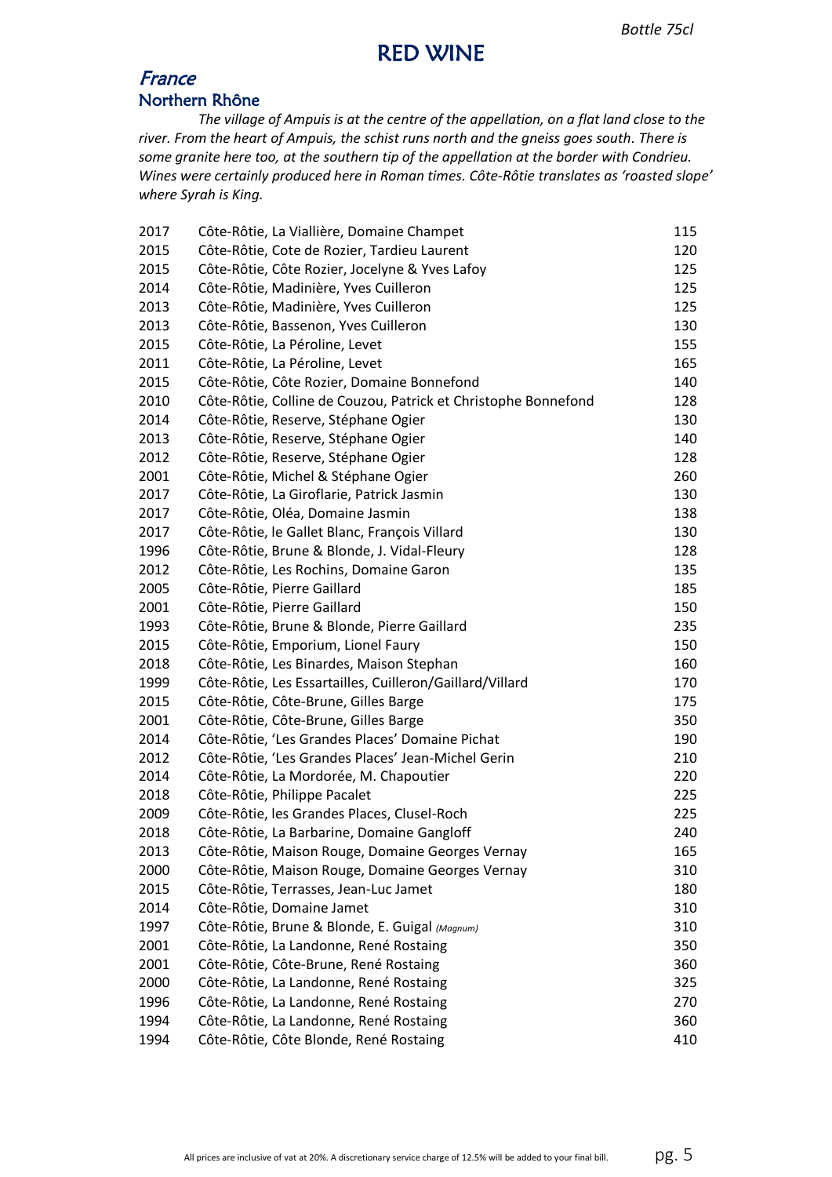*Bottle 75cl*

# RED WINE

## *France*

### Northern Rhône

*The village of Ampuis is at the centre of the appellation, on a flat land close to the river. From the heart of Ampuis, the schist runs north and the gneiss goes south. There is some granite here too, at the southern tip of the appellation at the border with Condrieu. Wines were certainly produced here in Roman times. Côte-Rôtie translates as 'roasted slope' where Syrah is King.*

| | | |
|---|---|---|
| 2017 | Côte-Rôtie, La Viallière, Domaine Champet | 115 |
| 2015 | Côte-Rôtie, Cote de Rozier, Tardieu Laurent | 120 |
| 2015 | Côte-Rôtie, Côte Rozier, Jocelyne & Yves Lafoy | 125 |
| 2014 | Côte-Rôtie, Madinière, Yves Cuilleron | 125 |
| 2013 | Côte-Rôtie, Madinière, Yves Cuilleron | 125 |
| 2013 | Côte-Rôtie, Bassenon, Yves Cuilleron | 130 |
| 2015 | Côte-Rôtie, La Péroline, Levet | 155 |
| 2011 | Côte-Rôtie, La Péroline, Levet | 165 |
| 2015 | Côte-Rôtie, Côte Rozier, Domaine Bonnefond | 140 |
| 2010 | Côte-Rôtie, Colline de Couzou, Patrick et Christophe Bonnefond | 128 |
| 2014 | Côte-Rôtie, Reserve, Stéphane Ogier | 130 |
| 2013 | Côte-Rôtie, Reserve, Stéphane Ogier | 140 |
| 2012 | Côte-Rôtie, Reserve, Stéphane Ogier | 128 |
| 2001 | Côte-Rôtie, Michel & Stéphane Ogier | 260 |
| 2017 | Côte-Rôtie, La Giroflarie, Patrick Jasmin | 130 |
| 2017 | Côte-Rôtie, Oléa, Domaine Jasmin | 138 |
| 2017 | Côte-Rôtie, le Gallet Blanc, François Villard | 130 |
| 1996 | Côte-Rôtie, Brune & Blonde, J. Vidal-Fleury | 128 |
| 2012 | Côte-Rôtie, Les Rochins, Domaine Garon | 135 |
| 2005 | Côte-Rôtie, Pierre Gaillard | 185 |
| 2001 | Côte-Rôtie, Pierre Gaillard | 150 |
| 1993 | Côte-Rôtie, Brune & Blonde, Pierre Gaillard | 235 |
| 2015 | Côte-Rôtie, Emporium, Lionel Faury | 150 |
| 2018 | Côte-Rôtie, Les Binardes, Maison Stephan | 160 |
| 1999 | Côte-Rôtie, Les Essartailles, Cuilleron/Gaillard/Villard | 170 |
| 2015 | Côte-Rôtie, Côte-Brune, Gilles Barge | 175 |
| 2001 | Côte-Rôtie, Côte-Brune, Gilles Barge | 350 |
| 2014 | Côte-Rôtie, 'Les Grandes Places' Domaine Pichat | 190 |
| 2012 | Côte-Rôtie, 'Les Grandes Places' Jean-Michel Gerin | 210 |
| 2014 | Côte-Rôtie, La Mordorée, M. Chapoutier | 220 |
| 2018 | Côte-Rôtie, Philippe Pacalet | 225 |
| 2009 | Côte-Rôtie, les Grandes Places, Clusel-Roch | 225 |
| 2018 | Côte-Rôtie, La Barbarine, Domaine Gangloff | 240 |
| 2013 | Côte-Rôtie, Maison Rouge, Domaine Georges Vernay | 165 |
| 2000 | Côte-Rôtie, Maison Rouge, Domaine Georges Vernay | 310 |
| 2015 | Côte-Rôtie, Terrasses, Jean-Luc Jamet | 180 |
| 2014 | Côte-Rôtie, Domaine Jamet | 310 |
| 1997 | Côte-Rôtie, Brune & Blonde, E. Guigal *(Magnum)* | 310 |
| 2001 | Côte-Rôtie, La Landonne, René Rostaing | 350 |
| 2001 | Côte-Rôtie, Côte-Brune, René Rostaing | 360 |
| 2000 | Côte-Rôtie, La Landonne, René Rostaing | 325 |
| 1996 | Côte-Rôtie, La Landonne, René Rostaing | 270 |
| 1994 | Côte-Rôtie, La Landonne, René Rostaing | 360 |
| 1994 | Côte-Rôtie, Côte Blonde, René Rostaing | 410 |

All prices are inclusive of vat at 20%. A discretionary service charge of 12.5% will be added to your final bill.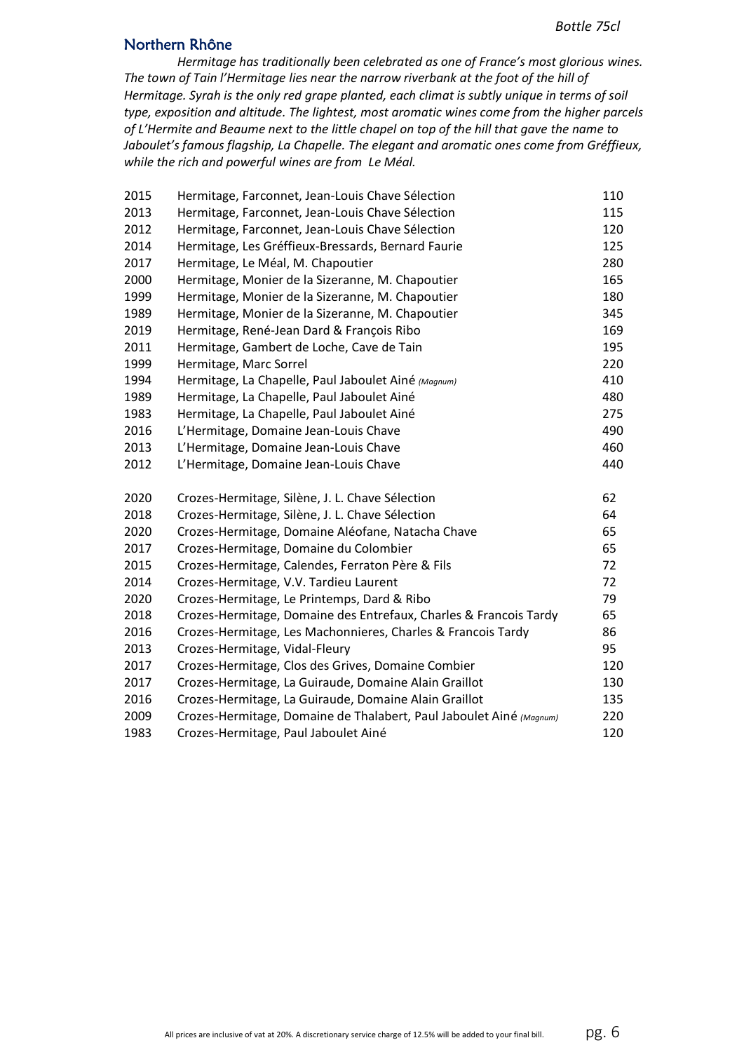*Bottle 75cl*

## Northern Rhône

*Hermitage has traditionally been celebrated as one of France's most glorious wines. The town of Tain l'Hermitage lies near the narrow riverbank at the foot of the hill of Hermitage. Syrah is the only red grape planted, each climat is subtly unique in terms of soil type, exposition and altitude. The lightest, most aromatic wines come from the higher parcels of L'Hermite and Beaume next to the little chapel on top of the hill that gave the name to Jaboulet's famous flagship, La Chapelle. The elegant and aromatic ones come from Gréffieux, while the rich and powerful wines are from Le Méal.*

| | | |
|---|---|---|
| 2015 | Hermitage, Farconnet, Jean-Louis Chave Sélection | 110 |
| 2013 | Hermitage, Farconnet, Jean-Louis Chave Sélection | 115 |
| 2012 | Hermitage, Farconnet, Jean-Louis Chave Sélection | 120 |
| 2014 | Hermitage, Les Gréffieux-Bressards, Bernard Faurie | 125 |
| 2017 | Hermitage, Le Méal, M. Chapoutier | 280 |
| 2000 | Hermitage, Monier de la Sizeranne, M. Chapoutier | 165 |
| 1999 | Hermitage, Monier de la Sizeranne, M. Chapoutier | 180 |
| 1989 | Hermitage, Monier de la Sizeranne, M. Chapoutier | 345 |
| 2019 | Hermitage, René-Jean Dard & François Ribo | 169 |
| 2011 | Hermitage, Gambert de Loche, Cave de Tain | 195 |
| 1999 | Hermitage, Marc Sorrel | 220 |
| 1994 | Hermitage, La Chapelle, Paul Jaboulet Ainé *(Magnum)* | 410 |
| 1989 | Hermitage, La Chapelle, Paul Jaboulet Ainé | 480 |
| 1983 | Hermitage, La Chapelle, Paul Jaboulet Ainé | 275 |
| 2016 | L'Hermitage, Domaine Jean-Louis Chave | 490 |
| 2013 | L'Hermitage, Domaine Jean-Louis Chave | 460 |
| 2012 | L'Hermitage, Domaine Jean-Louis Chave | 440 |
| 2020 | Crozes-Hermitage, Silène, J. L. Chave Sélection | 62 |
| 2018 | Crozes-Hermitage, Silène, J. L. Chave Sélection | 64 |
| 2020 | Crozes-Hermitage, Domaine Aléofane, Natacha Chave | 65 |
| 2017 | Crozes-Hermitage, Domaine du Colombier | 65 |
| 2015 | Crozes-Hermitage, Calendes, Ferraton Père & Fils | 72 |
| 2014 | Crozes-Hermitage, V.V. Tardieu Laurent | 72 |
| 2020 | Crozes-Hermitage, Le Printemps, Dard & Ribo | 79 |
| 2018 | Crozes-Hermitage, Domaine des Entrefaux, Charles & Francois Tardy | 65 |
| 2016 | Crozes-Hermitage, Les Machonnieres, Charles & Francois Tardy | 86 |
| 2013 | Crozes-Hermitage, Vidal-Fleury | 95 |
| 2017 | Crozes-Hermitage, Clos des Grives, Domaine Combier | 120 |
| 2017 | Crozes-Hermitage, La Guiraude, Domaine Alain Graillot | 130 |
| 2016 | Crozes-Hermitage, La Guiraude, Domaine Alain Graillot | 135 |
| 2009 | Crozes-Hermitage, Domaine de Thalabert, Paul Jaboulet Ainé *(Magnum)* | 220 |
| 1983 | Crozes-Hermitage, Paul Jaboulet Ainé | 120 |

All prices are inclusive of vat at 20%. A discretionary service charge of 12.5% will be added to your final bill.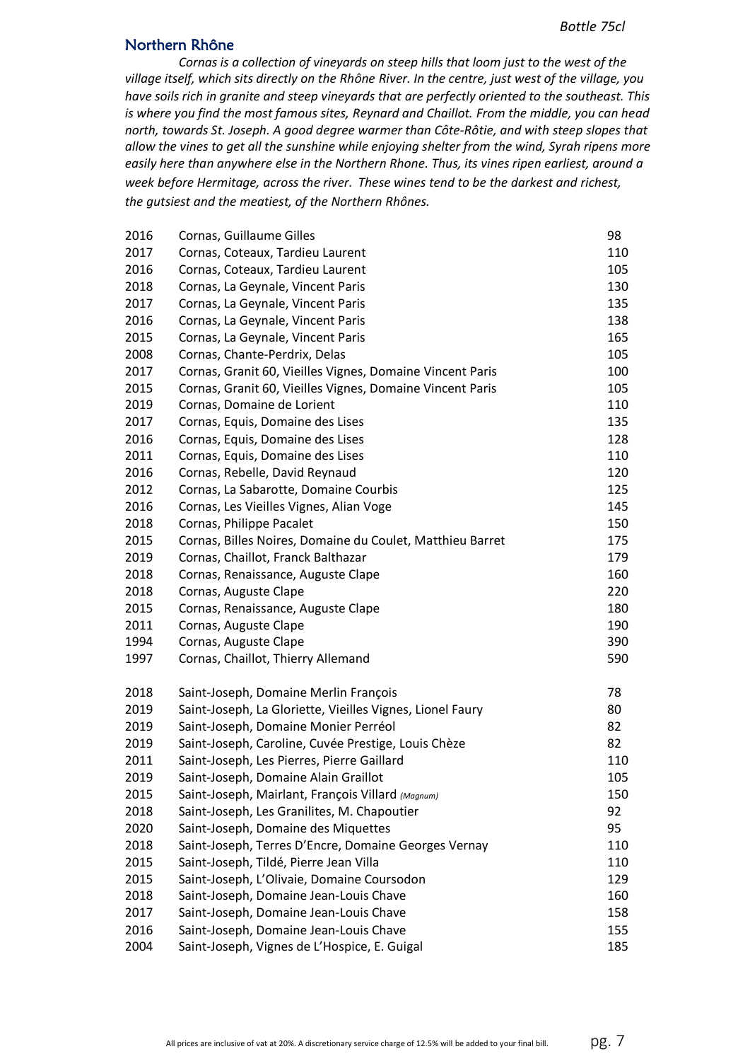*Bottle 75cl*

## Northern Rhône

*Cornas is a collection of vineyards on steep hills that loom just to the west of the village itself, which sits directly on the Rhône River. In the centre, just west of the village, you have soils rich in granite and steep vineyards that are perfectly oriented to the southeast. This is where you find the most famous sites, Reynard and Chaillot. From the middle, you can head north, towards St. Joseph. A good degree warmer than Côte-Rôtie, and with steep slopes that allow the vines to get all the sunshine while enjoying shelter from the wind, Syrah ripens more easily here than anywhere else in the Northern Rhone. Thus, its vines ripen earliest, around a week before Hermitage, across the river. These wines tend to be the darkest and richest, the gutsiest and the meatiest, of the Northern Rhônes.*

| | | |
|---|---|---|
| 2016 | Cornas, Guillaume Gilles | 98 |
| 2017 | Cornas, Coteaux, Tardieu Laurent | 110 |
| 2016 | Cornas, Coteaux, Tardieu Laurent | 105 |
| 2018 | Cornas, La Geynale, Vincent Paris | 130 |
| 2017 | Cornas, La Geynale, Vincent Paris | 135 |
| 2016 | Cornas, La Geynale, Vincent Paris | 138 |
| 2015 | Cornas, La Geynale, Vincent Paris | 165 |
| 2008 | Cornas, Chante-Perdrix, Delas | 105 |
| 2017 | Cornas, Granit 60, Vieilles Vignes, Domaine Vincent Paris | 100 |
| 2015 | Cornas, Granit 60, Vieilles Vignes, Domaine Vincent Paris | 105 |
| 2019 | Cornas, Domaine de Lorient | 110 |
| 2017 | Cornas, Equis, Domaine des Lises | 135 |
| 2016 | Cornas, Equis, Domaine des Lises | 128 |
| 2011 | Cornas, Equis, Domaine des Lises | 110 |
| 2016 | Cornas, Rebelle, David Reynaud | 120 |
| 2012 | Cornas, La Sabarotte, Domaine Courbis | 125 |
| 2016 | Cornas, Les Vieilles Vignes, Alian Voge | 145 |
| 2018 | Cornas, Philippe Pacalet | 150 |
| 2015 | Cornas, Billes Noires, Domaine du Coulet, Matthieu Barret | 175 |
| 2019 | Cornas, Chaillot, Franck Balthazar | 179 |
| 2018 | Cornas, Renaissance, Auguste Clape | 160 |
| 2018 | Cornas, Auguste Clape | 220 |
| 2015 | Cornas, Renaissance, Auguste Clape | 180 |
| 2011 | Cornas, Auguste Clape | 190 |
| 1994 | Cornas, Auguste Clape | 390 |
| 1997 | Cornas, Chaillot, Thierry Allemand | 590 |

| | | |
|---|---|---|
| 2018 | Saint-Joseph, Domaine Merlin François | 78 |
| 2019 | Saint-Joseph, La Gloriette, Vieilles Vignes, Lionel Faury | 80 |
| 2019 | Saint-Joseph, Domaine Monier Perréol | 82 |
| 2019 | Saint-Joseph, Caroline, Cuvée Prestige, Louis Chèze | 82 |
| 2011 | Saint-Joseph, Les Pierres, Pierre Gaillard | 110 |
| 2019 | Saint-Joseph, Domaine Alain Graillot | 105 |
| 2015 | Saint-Joseph, Mairlant, François Villard *(Magnum)* | 150 |
| 2018 | Saint-Joseph, Les Granilites, M. Chapoutier | 92 |
| 2020 | Saint-Joseph, Domaine des Miquettes | 95 |
| 2018 | Saint-Joseph, Terres D'Encre, Domaine Georges Vernay | 110 |
| 2015 | Saint-Joseph, Tildé, Pierre Jean Villa | 110 |
| 2015 | Saint-Joseph, L'Olivaie, Domaine Coursodon | 129 |
| 2018 | Saint-Joseph, Domaine Jean-Louis Chave | 160 |
| 2017 | Saint-Joseph, Domaine Jean-Louis Chave | 158 |
| 2016 | Saint-Joseph, Domaine Jean-Louis Chave | 155 |
| 2004 | Saint-Joseph, Vignes de L'Hospice, E. Guigal | 185 |

All prices are inclusive of vat at 20%. A discretionary service charge of 12.5% will be added to your final bill.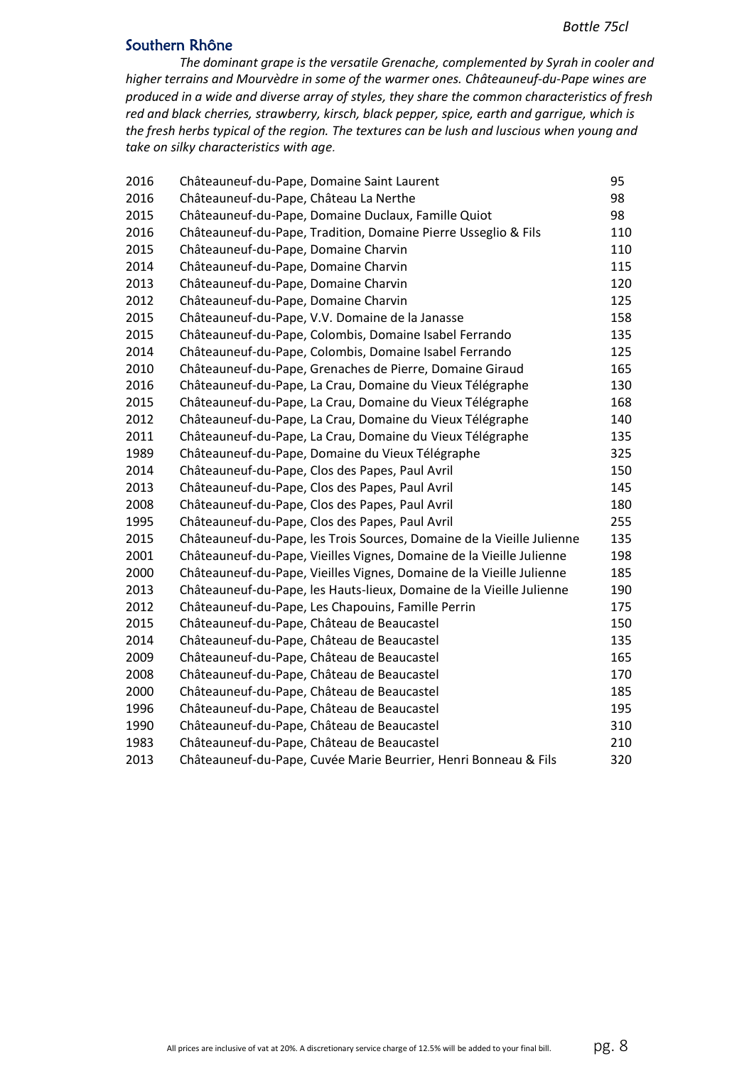*Bottle 75cl*

## Southern Rhône

*The dominant grape is the versatile Grenache, complemented by Syrah in cooler and higher terrains and Mourvèdre in some of the warmer ones. Châteauneuf-du-Pape wines are produced in a wide and diverse array of styles, they share the common characteristics of fresh red and black cherries, strawberry, kirsch, black pepper, spice, earth and garrigue, which is the fresh herbs typical of the region. The textures can be lush and luscious when young and take on silky characteristics with age.*

| | | |
|---|---|---|
| 2016 | Châteauneuf-du-Pape, Domaine Saint Laurent | 95 |
| 2016 | Châteauneuf-du-Pape, Château La Nerthe | 98 |
| 2015 | Châteauneuf-du-Pape, Domaine Duclaux, Famille Quiot | 98 |
| 2016 | Châteauneuf-du-Pape, Tradition, Domaine Pierre Usseglio & Fils | 110 |
| 2015 | Châteauneuf-du-Pape, Domaine Charvin | 110 |
| 2014 | Châteauneuf-du-Pape, Domaine Charvin | 115 |
| 2013 | Châteauneuf-du-Pape, Domaine Charvin | 120 |
| 2012 | Châteauneuf-du-Pape, Domaine Charvin | 125 |
| 2015 | Châteauneuf-du-Pape, V.V. Domaine de la Janasse | 158 |
| 2015 | Châteauneuf-du-Pape, Colombis, Domaine Isabel Ferrando | 135 |
| 2014 | Châteauneuf-du-Pape, Colombis, Domaine Isabel Ferrando | 125 |
| 2010 | Châteauneuf-du-Pape, Grenaches de Pierre, Domaine Giraud | 165 |
| 2016 | Châteauneuf-du-Pape, La Crau, Domaine du Vieux Télégraphe | 130 |
| 2015 | Châteauneuf-du-Pape, La Crau, Domaine du Vieux Télégraphe | 168 |
| 2012 | Châteauneuf-du-Pape, La Crau, Domaine du Vieux Télégraphe | 140 |
| 2011 | Châteauneuf-du-Pape, La Crau, Domaine du Vieux Télégraphe | 135 |
| 1989 | Châteauneuf-du-Pape, Domaine du Vieux Télégraphe | 325 |
| 2014 | Châteauneuf-du-Pape, Clos des Papes, Paul Avril | 150 |
| 2013 | Châteauneuf-du-Pape, Clos des Papes, Paul Avril | 145 |
| 2008 | Châteauneuf-du-Pape, Clos des Papes, Paul Avril | 180 |
| 1995 | Châteauneuf-du-Pape, Clos des Papes, Paul Avril | 255 |
| 2015 | Châteauneuf-du-Pape, les Trois Sources, Domaine de la Vieille Julienne | 135 |
| 2001 | Châteauneuf-du-Pape, Vieilles Vignes, Domaine de la Vieille Julienne | 198 |
| 2000 | Châteauneuf-du-Pape, Vieilles Vignes, Domaine de la Vieille Julienne | 185 |
| 2013 | Châteauneuf-du-Pape, les Hauts-lieux, Domaine de la Vieille Julienne | 190 |
| 2012 | Châteauneuf-du-Pape, Les Chapouins, Famille Perrin | 175 |
| 2015 | Châteauneuf-du-Pape, Château de Beaucastel | 150 |
| 2014 | Châteauneuf-du-Pape, Château de Beaucastel | 135 |
| 2009 | Châteauneuf-du-Pape, Château de Beaucastel | 165 |
| 2008 | Châteauneuf-du-Pape, Château de Beaucastel | 170 |
| 2000 | Châteauneuf-du-Pape, Château de Beaucastel | 185 |
| 1996 | Châteauneuf-du-Pape, Château de Beaucastel | 195 |
| 1990 | Châteauneuf-du-Pape, Château de Beaucastel | 310 |
| 1983 | Châteauneuf-du-Pape, Château de Beaucastel | 210 |
| 2013 | Châteauneuf-du-Pape, Cuvée Marie Beurrier, Henri Bonneau & Fils | 320 |

All prices are inclusive of vat at 20%. A discretionary service charge of 12.5% will be added to your final bill.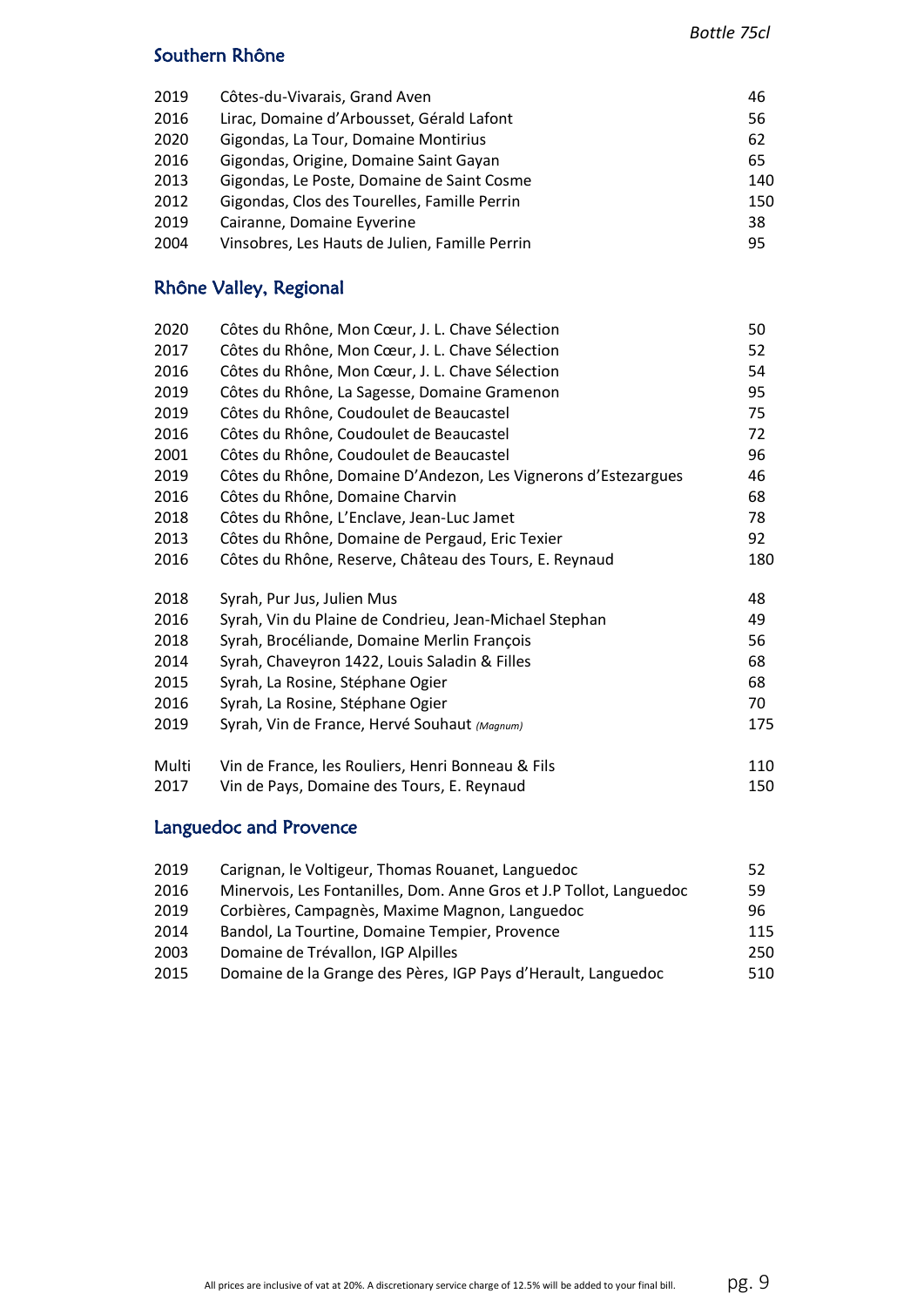*Bottle 75cl*

## Southern Rhône

| | | |
|---|---|---|
| 2019 | Côtes-du-Vivarais, Grand Aven | 46 |
| 2016 | Lirac, Domaine d'Arbousset, Gérald Lafont | 56 |
| 2020 | Gigondas, La Tour, Domaine Montirius | 62 |
| 2016 | Gigondas, Origine, Domaine Saint Gayan | 65 |
| 2013 | Gigondas, Le Poste, Domaine de Saint Cosme | 140 |
| 2012 | Gigondas, Clos des Tourelles, Famille Perrin | 150 |
| 2019 | Cairanne, Domaine Eyverine | 38 |
| 2004 | Vinsobres, Les Hauts de Julien, Famille Perrin | 95 |

## Rhône Valley, Regional

| | | |
|---|---|---|
| 2020 | Côtes du Rhône, Mon Cœur, J. L. Chave Sélection | 50 |
| 2017 | Côtes du Rhône, Mon Cœur, J. L. Chave Sélection | 52 |
| 2016 | Côtes du Rhône, Mon Cœur, J. L. Chave Sélection | 54 |
| 2019 | Côtes du Rhône, La Sagesse, Domaine Gramenon | 95 |
| 2019 | Côtes du Rhône, Coudoulet de Beaucastel | 75 |
| 2016 | Côtes du Rhône, Coudoulet de Beaucastel | 72 |
| 2001 | Côtes du Rhône, Coudoulet de Beaucastel | 96 |
| 2019 | Côtes du Rhône, Domaine D'Andezon, Les Vignerons d'Estezargues | 46 |
| 2016 | Côtes du Rhône, Domaine Charvin | 68 |
| 2018 | Côtes du Rhône, L'Enclave, Jean-Luc Jamet | 78 |
| 2013 | Côtes du Rhône, Domaine de Pergaud, Eric Texier | 92 |
| 2016 | Côtes du Rhône, Reserve, Château des Tours, E. Reynaud | 180 |
| 2018 | Syrah, Pur Jus, Julien Mus | 48 |
| 2016 | Syrah, Vin du Plaine de Condrieu, Jean-Michael Stephan | 49 |
| 2018 | Syrah, Brocéliande, Domaine Merlin François | 56 |
| 2014 | Syrah, Chaveyron 1422, Louis Saladin & Filles | 68 |
| 2015 | Syrah, La Rosine, Stéphane Ogier | 68 |
| 2016 | Syrah, La Rosine, Stéphane Ogier | 70 |
| 2019 | Syrah, Vin de France, Hervé Souhaut *(Magnum)* | 175 |
| Multi | Vin de France, les Rouliers, Henri Bonneau & Fils | 110 |
| 2017 | Vin de Pays, Domaine des Tours, E. Reynaud | 150 |

## Languedoc and Provence

| | | |
|---|---|---|
| 2019 | Carignan, le Voltigeur, Thomas Rouanet, Languedoc | 52 |
| 2016 | Minervois, Les Fontanilles, Dom. Anne Gros et J.P Tollot, Languedoc | 59 |
| 2019 | Corbières, Campagnès, Maxime Magnon, Languedoc | 96 |
| 2014 | Bandol, La Tourtine, Domaine Tempier, Provence | 115 |
| 2003 | Domaine de Trévallon, IGP Alpilles | 250 |
| 2015 | Domaine de la Grange des Pères, IGP Pays d'Herault, Languedoc | 510 |

All prices are inclusive of vat at 20%. A discretionary service charge of 12.5% will be added to your final bill.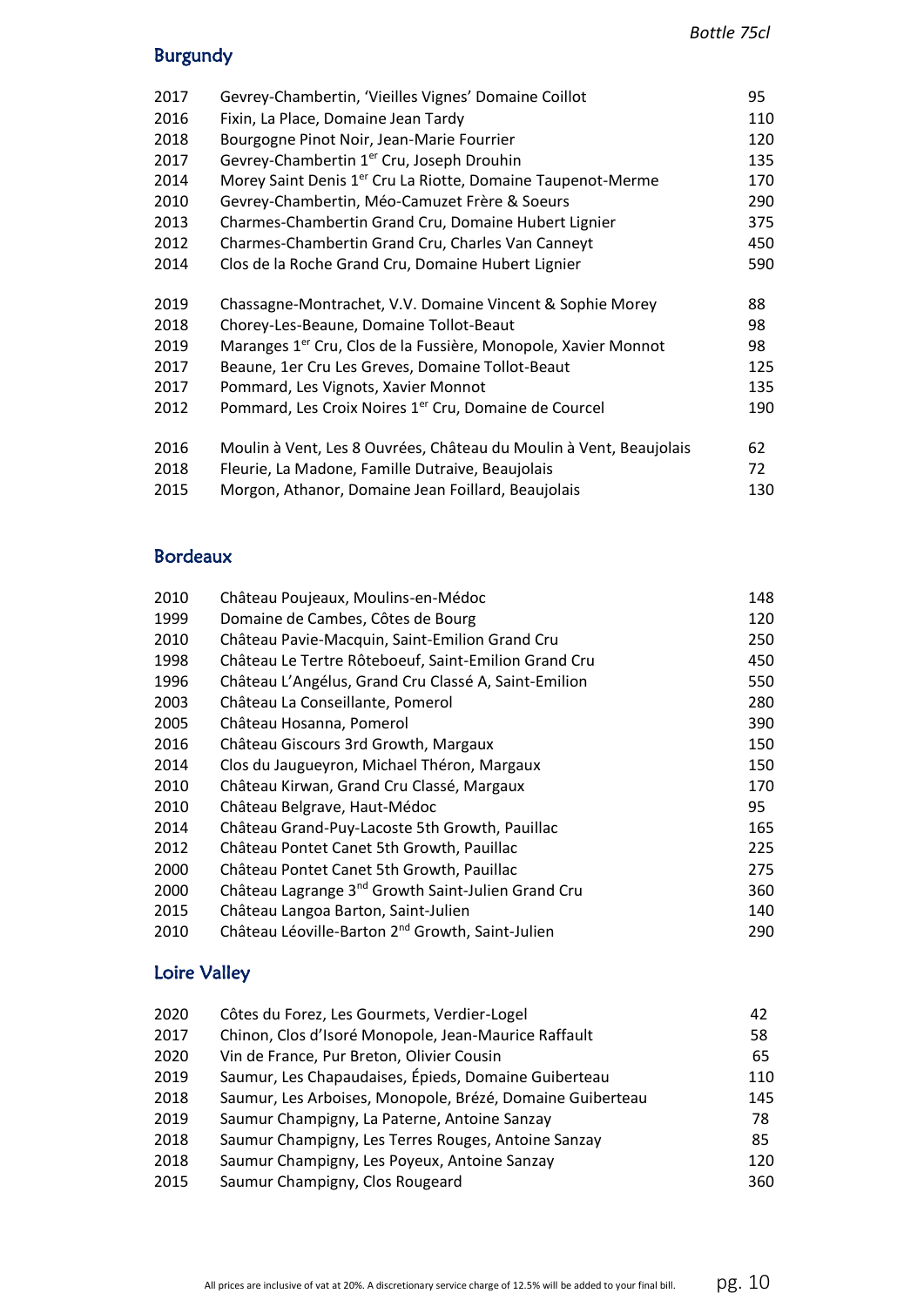*Bottle 75cl*

## Burgundy

| | | |
|---|---|---|
| 2017 | Gevrey-Chambertin, 'Vieilles Vignes' Domaine Coillot | 95 |
| 2016 | Fixin, La Place, Domaine Jean Tardy | 110 |
| 2018 | Bourgogne Pinot Noir, Jean-Marie Fourrier | 120 |
| 2017 | Gevrey-Chambertin 1er Cru, Joseph Drouhin | 135 |
| 2014 | Morey Saint Denis 1er Cru La Riotte, Domaine Taupenot-Merme | 170 |
| 2010 | Gevrey-Chambertin, Méo-Camuzet Frère & Soeurs | 290 |
| 2013 | Charmes-Chambertin Grand Cru, Domaine Hubert Lignier | 375 |
| 2012 | Charmes-Chambertin Grand Cru, Charles Van Canneyt | 450 |
| 2014 | Clos de la Roche Grand Cru, Domaine Hubert Lignier | 590 |

| | | |
|---|---|---|
| 2019 | Chassagne-Montrachet, V.V. Domaine Vincent & Sophie Morey | 88 |
| 2018 | Chorey-Les-Beaune, Domaine Tollot-Beaut | 98 |
| 2019 | Maranges 1er Cru, Clos de la Fussière, Monopole, Xavier Monnot | 98 |
| 2017 | Beaune, 1er Cru Les Greves, Domaine Tollot-Beaut | 125 |
| 2017 | Pommard, Les Vignots, Xavier Monnot | 135 |
| 2012 | Pommard, Les Croix Noires 1er Cru, Domaine de Courcel | 190 |

| | | |
|---|---|---|
| 2016 | Moulin à Vent, Les 8 Ouvrées, Château du Moulin à Vent, Beaujolais | 62 |
| 2018 | Fleurie, La Madone, Famille Dutraive, Beaujolais | 72 |
| 2015 | Morgon, Athanor, Domaine Jean Foillard, Beaujolais | 130 |

## Bordeaux

| | | |
|---|---|---|
| 2010 | Château Poujeaux, Moulins-en-Médoc | 148 |
| 1999 | Domaine de Cambes, Côtes de Bourg | 120 |
| 2010 | Château Pavie-Macquin, Saint-Emilion Grand Cru | 250 |
| 1998 | Château Le Tertre Rôteboeuf, Saint-Emilion Grand Cru | 450 |
| 1996 | Château L'Angélus, Grand Cru Classé A, Saint-Emilion | 550 |
| 2003 | Château La Conseillante, Pomerol | 280 |
| 2005 | Château Hosanna, Pomerol | 390 |
| 2016 | Château Giscours 3rd Growth, Margaux | 150 |
| 2014 | Clos du Jaugueyron, Michael Théron, Margaux | 150 |
| 2010 | Château Kirwan, Grand Cru Classé, Margaux | 170 |
| 2010 | Château Belgrave, Haut-Médoc | 95 |
| 2014 | Château Grand-Puy-Lacoste 5th Growth, Pauillac | 165 |
| 2012 | Château Pontet Canet 5th Growth, Pauillac | 225 |
| 2000 | Château Pontet Canet 5th Growth, Pauillac | 275 |
| 2000 | Château Lagrange 3rd Growth Saint-Julien Grand Cru | 360 |
| 2015 | Château Langoa Barton, Saint-Julien | 140 |
| 2010 | Château Léoville-Barton 2nd Growth, Saint-Julien | 290 |

## Loire Valley

| | | |
|---|---|---|
| 2020 | Côtes du Forez, Les Gourmets, Verdier-Logel | 42 |
| 2017 | Chinon, Clos d'Isoré Monopole, Jean-Maurice Raffault | 58 |
| 2020 | Vin de France, Pur Breton, Olivier Cousin | 65 |
| 2019 | Saumur, Les Chapaudaises, Épieds, Domaine Guiberteau | 110 |
| 2018 | Saumur, Les Arboises, Monopole, Brézé, Domaine Guiberteau | 145 |
| 2019 | Saumur Champigny, La Paterne, Antoine Sanzay | 78 |
| 2018 | Saumur Champigny, Les Terres Rouges, Antoine Sanzay | 85 |
| 2018 | Saumur Champigny, Les Poyeux, Antoine Sanzay | 120 |
| 2015 | Saumur Champigny, Clos Rougeard | 360 |

All prices are inclusive of vat at 20%. A discretionary service charge of 12.5% will be added to your final bill.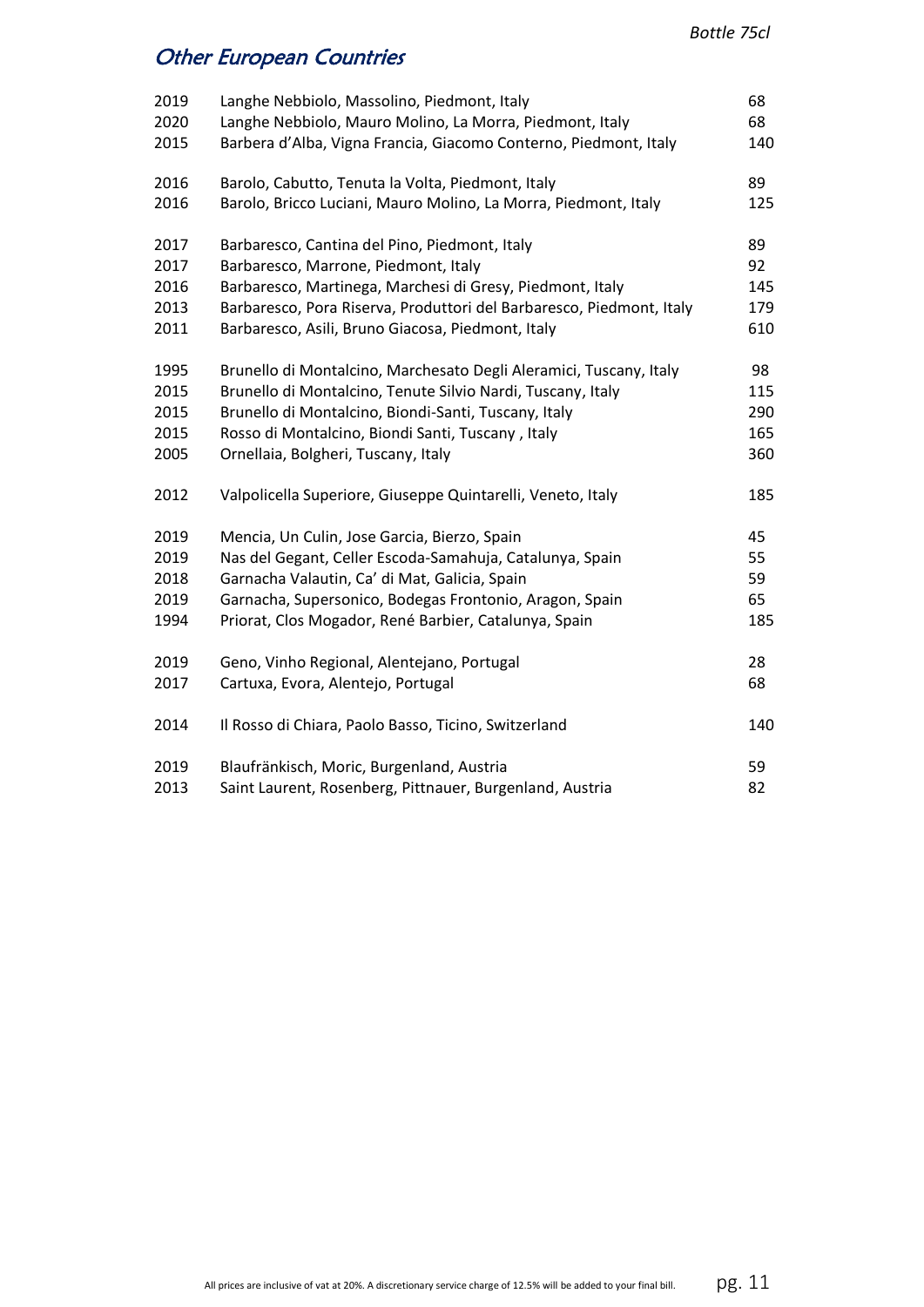## *Other European Countries*

*Bottle 75cl*

| | | |
|---|---|---|
| 2019 | Langhe Nebbiolo, Massolino, Piedmont, Italy | 68 |
| 2020 | Langhe Nebbiolo, Mauro Molino, La Morra, Piedmont, Italy | 68 |
| 2015 | Barbera d'Alba, Vigna Francia, Giacomo Conterno, Piedmont, Italy | 140 |
| 2016 | Barolo, Cabutto, Tenuta la Volta, Piedmont, Italy | 89 |
| 2016 | Barolo, Bricco Luciani, Mauro Molino, La Morra, Piedmont, Italy | 125 |
| 2017 | Barbaresco, Cantina del Pino, Piedmont, Italy | 89 |
| 2017 | Barbaresco, Marrone, Piedmont, Italy | 92 |
| 2016 | Barbaresco, Martinega, Marchesi di Gresy, Piedmont, Italy | 145 |
| 2013 | Barbaresco, Pora Riserva, Produttori del Barbaresco, Piedmont, Italy | 179 |
| 2011 | Barbaresco, Asili, Bruno Giacosa, Piedmont, Italy | 610 |
| 1995 | Brunello di Montalcino, Marchesato Degli Aleramici, Tuscany, Italy | 98 |
| 2015 | Brunello di Montalcino, Tenute Silvio Nardi, Tuscany, Italy | 115 |
| 2015 | Brunello di Montalcino, Biondi-Santi, Tuscany, Italy | 290 |
| 2015 | Rosso di Montalcino, Biondi Santi, Tuscany , Italy | 165 |
| 2005 | Ornellaia, Bolgheri, Tuscany, Italy | 360 |
| 2012 | Valpolicella Superiore, Giuseppe Quintarelli, Veneto, Italy | 185 |
| 2019 | Mencia, Un Culin, Jose Garcia, Bierzo, Spain | 45 |
| 2019 | Nas del Gegant, Celler Escoda-Samahuja, Catalunya, Spain | 55 |
| 2018 | Garnacha Valautin, Ca' di Mat, Galicia, Spain | 59 |
| 2019 | Garnacha, Supersonico, Bodegas Frontonio, Aragon, Spain | 65 |
| 1994 | Priorat, Clos Mogador, René Barbier, Catalunya, Spain | 185 |
| 2019 | Geno, Vinho Regional, Alentejano, Portugal | 28 |
| 2017 | Cartuxa, Evora, Alentejo, Portugal | 68 |
| 2014 | Il Rosso di Chiara, Paolo Basso, Ticino, Switzerland | 140 |
| 2019 | Blaufränkisch, Moric, Burgenland, Austria | 59 |
| 2013 | Saint Laurent, Rosenberg, Pittnauer, Burgenland, Austria | 82 |

All prices are inclusive of vat at 20%. A discretionary service charge of 12.5% will be added to your final bill.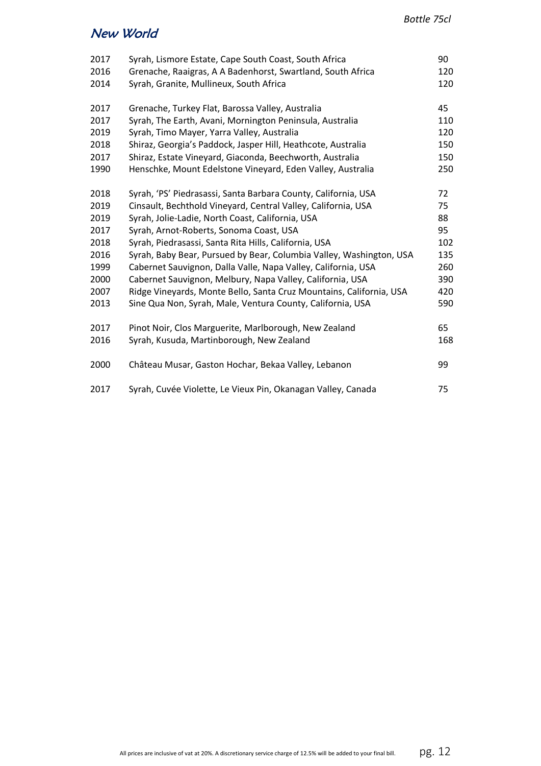## New World

*Bottle 75cl*

| | | |
|---|---|---|
| 2017 | Syrah, Lismore Estate, Cape South Coast, South Africa | 90 |
| 2016 | Grenache, Raaigras, A A Badenhorst, Swartland, South Africa | 120 |
| 2014 | Syrah, Granite, Mullineux, South Africa | 120 |
| | | |
| 2017 | Grenache, Turkey Flat, Barossa Valley, Australia | 45 |
| 2017 | Syrah, The Earth, Avani, Mornington Peninsula, Australia | 110 |
| 2019 | Syrah, Timo Mayer, Yarra Valley, Australia | 120 |
| 2018 | Shiraz, Georgia's Paddock, Jasper Hill, Heathcote, Australia | 150 |
| 2017 | Shiraz, Estate Vineyard, Giaconda, Beechworth, Australia | 150 |
| 1990 | Henschke, Mount Edelstone Vineyard, Eden Valley, Australia | 250 |
| | | |
| 2018 | Syrah, 'PS' Piedrasassi, Santa Barbara County, California, USA | 72 |
| 2019 | Cinsault, Bechthold Vineyard, Central Valley, California, USA | 75 |
| 2019 | Syrah, Jolie-Ladie, North Coast, California, USA | 88 |
| 2017 | Syrah, Arnot-Roberts, Sonoma Coast, USA | 95 |
| 2018 | Syrah, Piedrasassi, Santa Rita Hills, California, USA | 102 |
| 2016 | Syrah, Baby Bear, Pursued by Bear, Columbia Valley, Washington, USA | 135 |
| 1999 | Cabernet Sauvignon, Dalla Valle, Napa Valley, California, USA | 260 |
| 2000 | Cabernet Sauvignon, Melbury, Napa Valley, California, USA | 390 |
| 2007 | Ridge Vineyards, Monte Bello, Santa Cruz Mountains, California, USA | 420 |
| 2013 | Sine Qua Non, Syrah, Male, Ventura County, California, USA | 590 |
| | | |
| 2017 | Pinot Noir, Clos Marguerite, Marlborough, New Zealand | 65 |
| 2016 | Syrah, Kusuda, Martinborough, New Zealand | 168 |
| | | |
| 2000 | Château Musar, Gaston Hochar, Bekaa Valley, Lebanon | 99 |
| | | |
| 2017 | Syrah, Cuvée Violette, Le Vieux Pin, Okanagan Valley, Canada | 75 |

All prices are inclusive of vat at 20%. A discretionary service charge of 12.5% will be added to your final bill.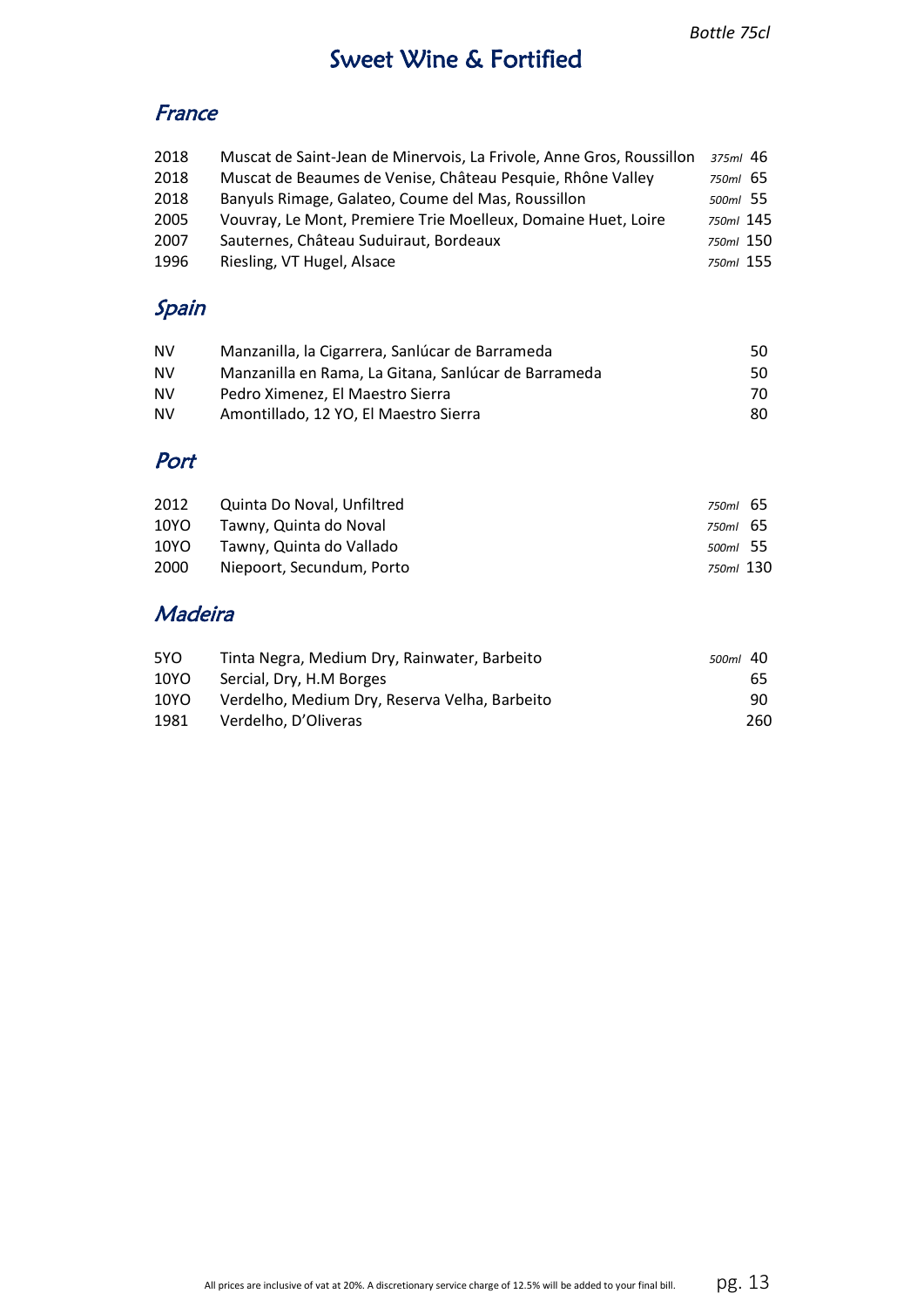*Bottle 75cl*

# Sweet Wine & Fortified

## *France*

| | | |
|---|---|---|
| 2018 | Muscat de Saint-Jean de Minervois, La Frivole, Anne Gros, Roussillon | *375ml* 46 |
| 2018 | Muscat de Beaumes de Venise, Château Pesquie, Rhône Valley | *750ml* 65 |
| 2018 | Banyuls Rimage, Galateo, Coume del Mas, Roussillon | *500ml* 55 |
| 2005 | Vouvray, Le Mont, Premiere Trie Moelleux, Domaine Huet, Loire | *750ml* 145 |
| 2007 | Sauternes, Château Suduiraut, Bordeaux | *750ml* 150 |
| 1996 | Riesling, VT Hugel, Alsace | *750ml* 155 |

## *Spain*

| | | |
|---|---|---|
| NV | Manzanilla, la Cigarrera, Sanlúcar de Barrameda | 50 |
| NV | Manzanilla en Rama, La Gitana, Sanlúcar de Barrameda | 50 |
| NV | Pedro Ximenez, El Maestro Sierra | 70 |
| NV | Amontillado, 12 YO, El Maestro Sierra | 80 |

## *Port*

| | | |
|---|---|---|
| 2012 | Quinta Do Noval, Unfiltred | *750ml* 65 |
| 10YO | Tawny, Quinta do Noval | *750ml* 65 |
| 10YO | Tawny, Quinta do Vallado | *500ml* 55 |
| 2000 | Niepoort, Secundum, Porto | *750ml* 130 |

## *Madeira*

| | | |
|---|---|---|
| 5YO | Tinta Negra, Medium Dry, Rainwater, Barbeito | *500ml* 40 |
| 10YO | Sercial, Dry, H.M Borges | 65 |
| 10YO | Verdelho, Medium Dry, Reserva Velha, Barbeito | 90 |
| 1981 | Verdelho, D'Oliveras | 260 |

All prices are inclusive of vat at 20%. A discretionary service charge of 12.5% will be added to your final bill.